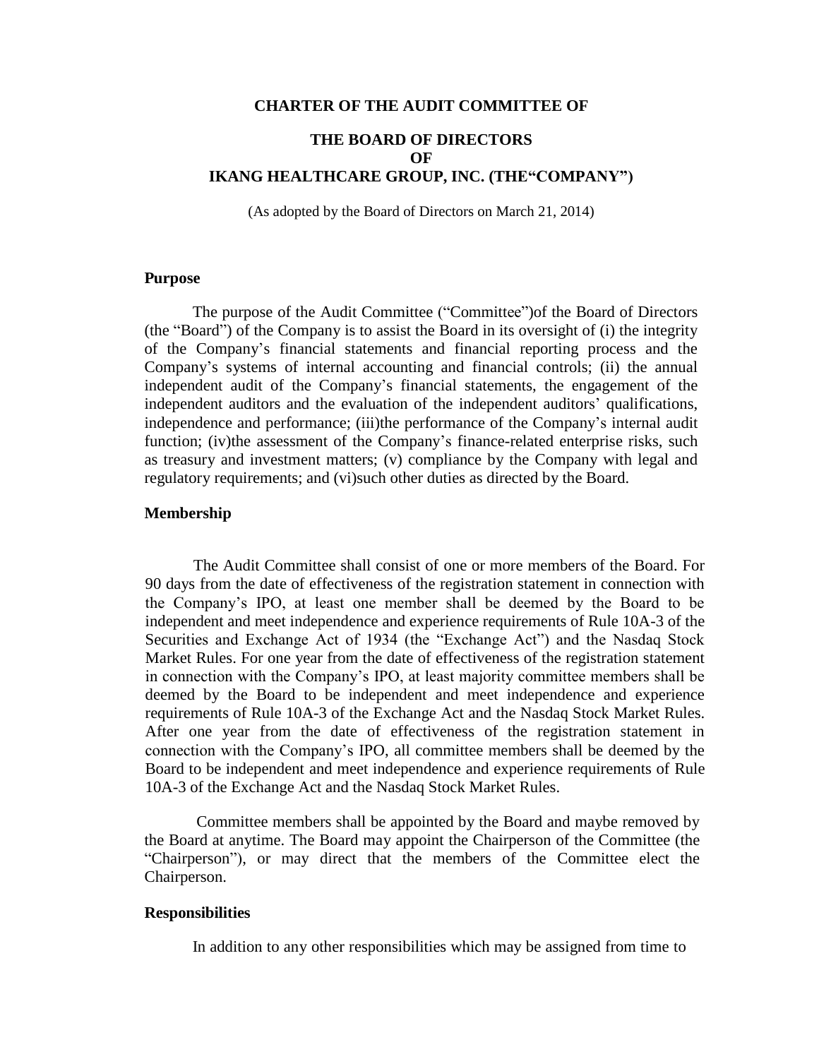**CHARTER OF THE AUDIT COMMITTEE OF**

**THE BOARD OF DIRECTORS OF IKANG HEALTHCARE GROUP, INC. (THE"COMPANY")**

(As adopted by the Board of Directors on March 21, 2014)

## Purpose

The purpose of the Audit Committee ("Committee")of the Board of Directors (the "Board") of the Company is to assist the Board in its oversight of (i) the integrity of the Company's financial statements and financial reporting process and the Company's systems of internal accounting and financial controls; (ii) the annual independent audit of the Company's financial statements, the engagement of the independent auditors and the evaluation of the independent auditors' qualifications, independence and performance; (iii)the performance of the Company's internal audit function; (iv)the assessment of the Company's finance-related enterprise risks, such as treasury and investment matters; (v) compliance by the Company with legal and regulatory requirements; and (vi)such other duties as directed by the Board.

## Membership

The Audit Committee shall consist of one or more members of the Board. For 90 days from the date of effectiveness of the registration statement in connection with the Company's IPO, at least one member shall be deemed by the Board to be independent and meet independence and experience requirements of Rule 10A-3 of the Securities and Exchange Act of 1934 (the "Exchange Act") and the Nasdaq Stock Market Rules. For one year from the date of effectiveness of the registration statement in connection with the Company's IPO, at least majority committee members shall be deemed by the Board to be independent and meet independence and experience requirements of Rule 10A-3 of the Exchange Act and the Nasdaq Stock Market Rules. After one year from the date of effectiveness of the registration statement in connection with the Company's IPO, all committee members shall be deemed by the Board to be independent and meet independence and experience requirements of Rule 10A-3 of the Exchange Act and the Nasdaq Stock Market Rules.

Committee members shall be appointed by the Board and maybe removed by the Board at anytime. The Board may appoint the Chairperson of the Committee (the "Chairperson"), or may direct that the members of the Committee elect the Chairperson.

## Responsibilities

In addition to any other responsibilities which may be assigned from time to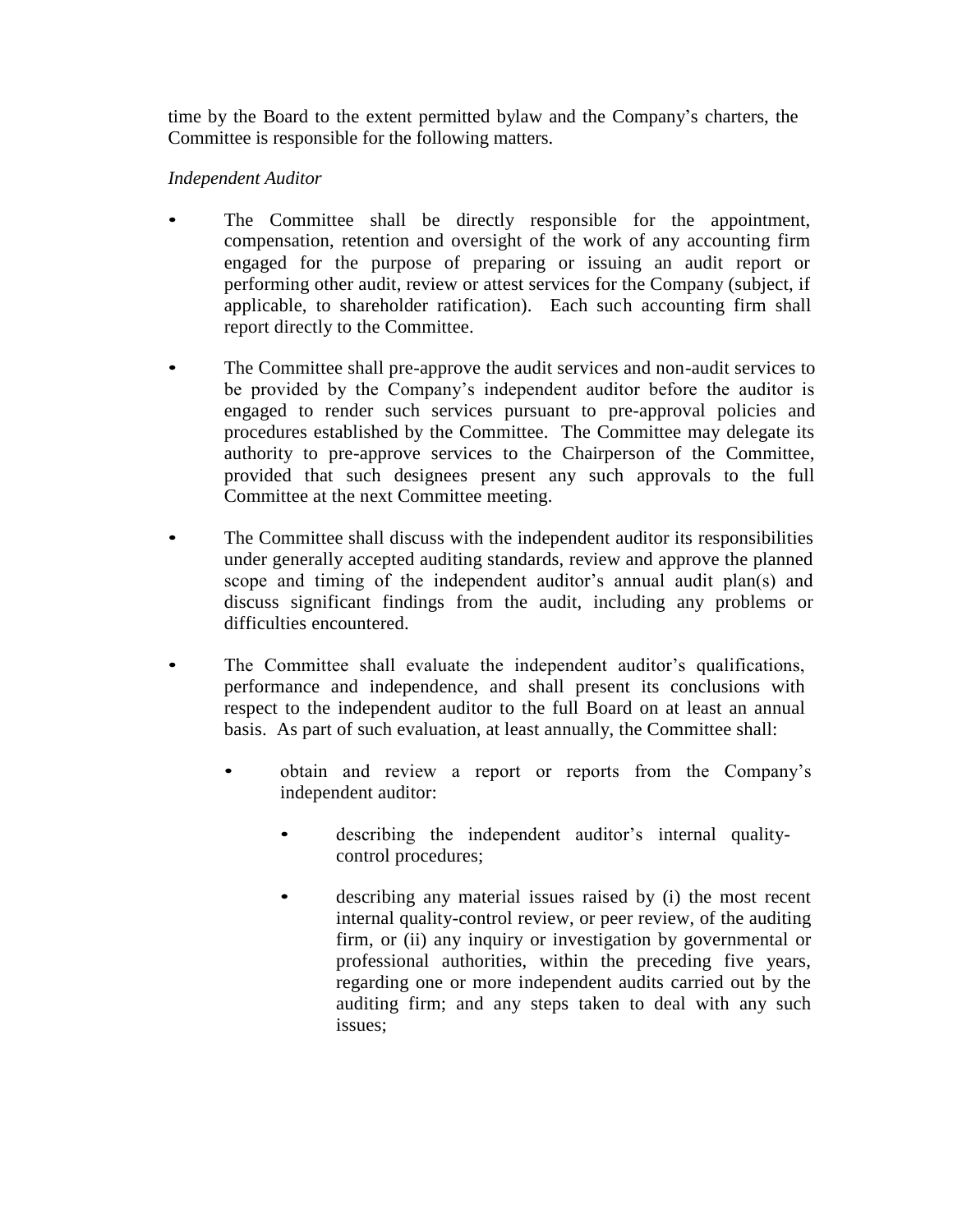time by the Board to the extent permitted bylaw and the Company's charters, the Committee is responsible for the following matters.

*Independent Auditor*

- The Committee shall be directly responsible for the appointment, compensation, retention and oversight of the work of any accounting firm engaged for the purpose of preparing or issuing an audit report or performing other audit, review or attest services for the Company (subject, if applicable, to shareholder ratification). Each such accounting firm shall report directly to the Committee.

- The Committee shall pre-approve the audit services and non-audit services to be provided by the Company's independent auditor before the auditor is engaged to render such services pursuant to pre-approval policies and procedures established by the Committee. The Committee may delegate its authority to pre-approve services to the Chairperson of the Committee, provided that such designees present any such approvals to the full Committee at the next Committee meeting.

- The Committee shall discuss with the independent auditor its responsibilities under generally accepted auditing standards, review and approve the planned scope and timing of the independent auditor's annual audit plan(s) and discuss significant findings from the audit, including any problems or difficulties encountered.

- The Committee shall evaluate the independent auditor's qualifications, performance and independence, and shall present its conclusions with respect to the independent auditor to the full Board on at least an annual basis. As part of such evaluation, at least annually, the Committee shall:

    - obtain and review a report or reports from the Company's independent auditor:

        - describing the independent auditor's internal quality-control procedures;

        - describing any material issues raised by (i) the most recent internal quality-control review, or peer review, of the auditing firm, or (ii) any inquiry or investigation by governmental or professional authorities, within the preceding five years, regarding one or more independent audits carried out by the auditing firm; and any steps taken to deal with any such issues;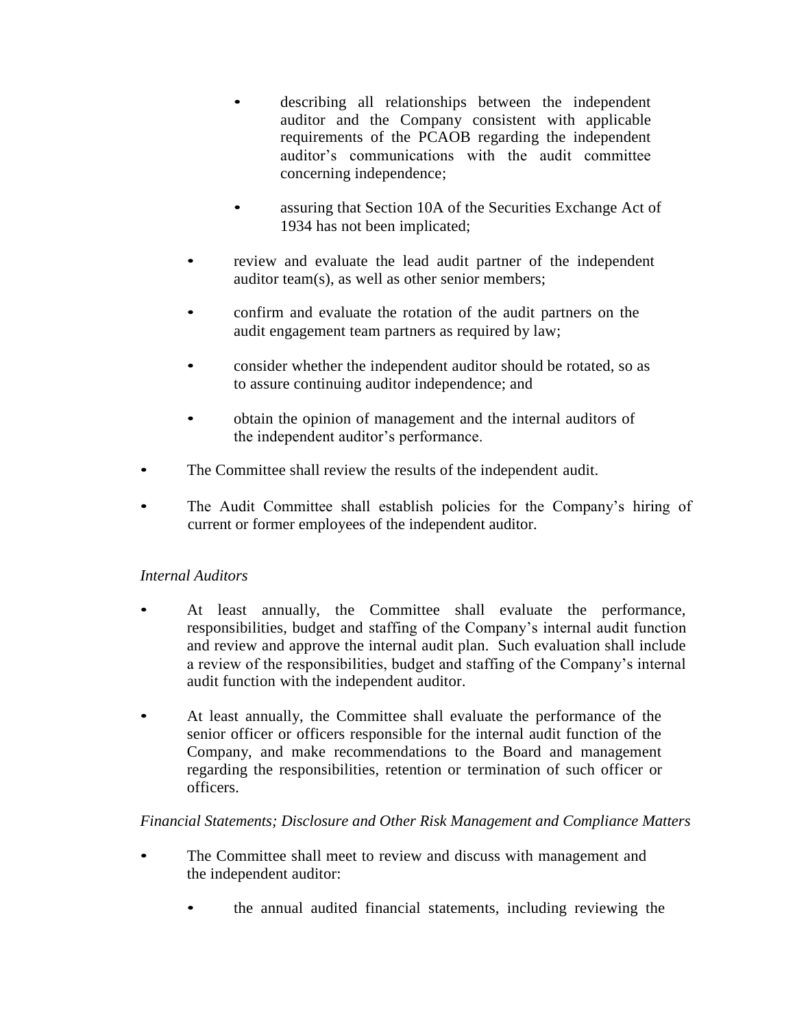- describing all relationships between the independent auditor and the Company consistent with applicable requirements of the PCAOB regarding the independent auditor's communications with the audit committee concerning independence;

        - assuring that Section 10A of the Securities Exchange Act of 1934 has not been implicated;

    - review and evaluate the lead audit partner of the independent auditor team(s), as well as other senior members;

    - confirm and evaluate the rotation of the audit partners on the audit engagement team partners as required by law;

    - consider whether the independent auditor should be rotated, so as to assure continuing auditor independence; and

    - obtain the opinion of management and the internal auditors of the independent auditor's performance.

- The Committee shall review the results of the independent audit.

- The Audit Committee shall establish policies for the Company's hiring of current or former employees of the independent auditor.

*Internal Auditors*

- At least annually, the Committee shall evaluate the performance, responsibilities, budget and staffing of the Company's internal audit function and review and approve the internal audit plan. Such evaluation shall include a review of the responsibilities, budget and staffing of the Company's internal audit function with the independent auditor.

- At least annually, the Committee shall evaluate the performance of the senior officer or officers responsible for the internal audit function of the Company, and make recommendations to the Board and management regarding the responsibilities, retention or termination of such officer or officers.

*Financial Statements; Disclosure and Other Risk Management and Compliance Matters*

- The Committee shall meet to review and discuss with management and the independent auditor:

    - the annual audited financial statements, including reviewing the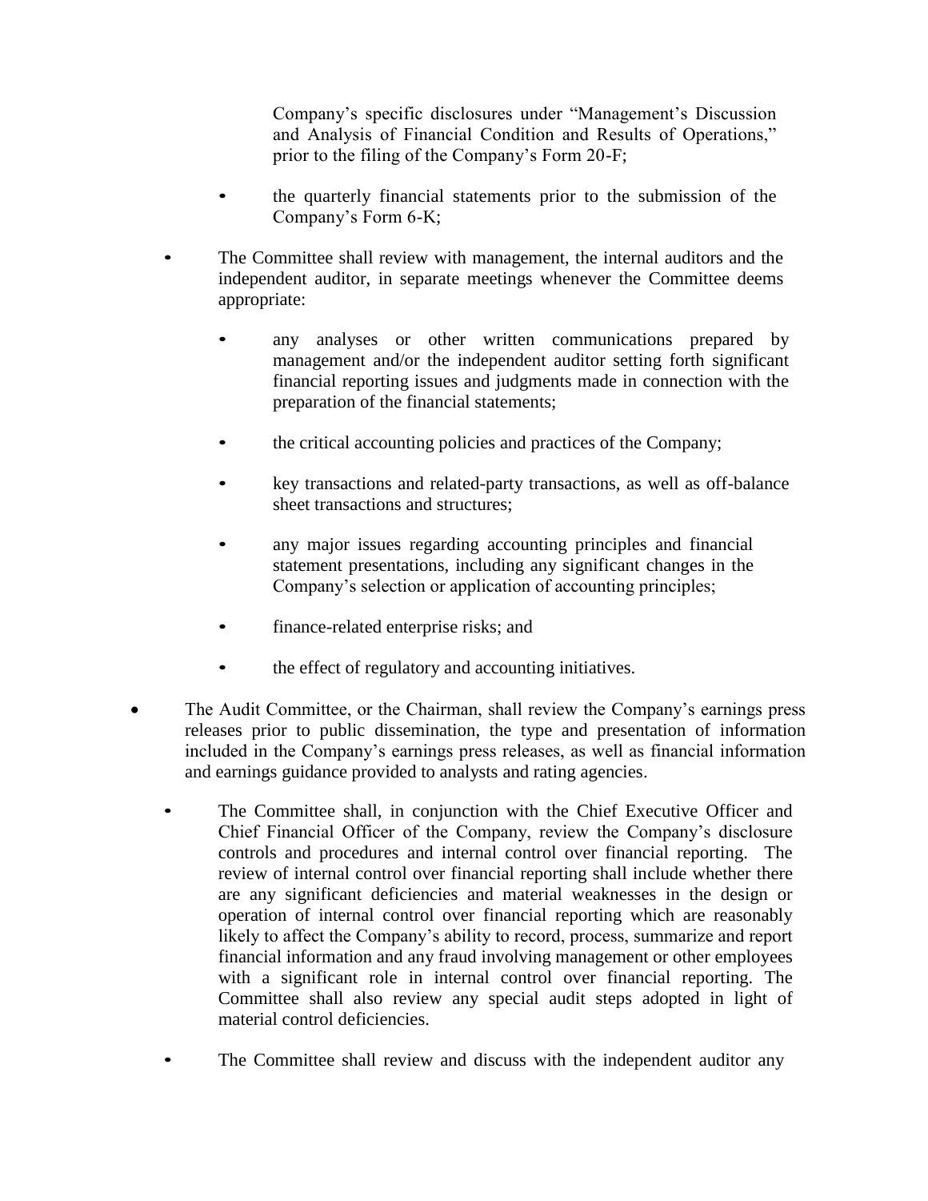Company's specific disclosures under "Management's Discussion and Analysis of Financial Condition and Results of Operations," prior to the filing of the Company's Form 20-F;

    - the quarterly financial statements prior to the submission of the Company's Form 6-K;

- The Committee shall review with management, the internal auditors and the independent auditor, in separate meetings whenever the Committee deems appropriate:

    - any analyses or other written communications prepared by management and/or the independent auditor setting forth significant financial reporting issues and judgments made in connection with the preparation of the financial statements;

    - the critical accounting policies and practices of the Company;

    - key transactions and related-party transactions, as well as off-balance sheet transactions and structures;

    - any major issues regarding accounting principles and financial statement presentations, including any significant changes in the Company's selection or application of accounting principles;

    - finance-related enterprise risks; and

    - the effect of regulatory and accounting initiatives.

- The Audit Committee, or the Chairman, shall review the Company's earnings press releases prior to public dissemination, the type and presentation of information included in the Company's earnings press releases, as well as financial information and earnings guidance provided to analysts and rating agencies.

- The Committee shall, in conjunction with the Chief Executive Officer and Chief Financial Officer of the Company, review the Company's disclosure controls and procedures and internal control over financial reporting. The review of internal control over financial reporting shall include whether there are any significant deficiencies and material weaknesses in the design or operation of internal control over financial reporting which are reasonably likely to affect the Company's ability to record, process, summarize and report financial information and any fraud involving management or other employees with a significant role in internal control over financial reporting. The Committee shall also review any special audit steps adopted in light of material control deficiencies.

- The Committee shall review and discuss with the independent auditor any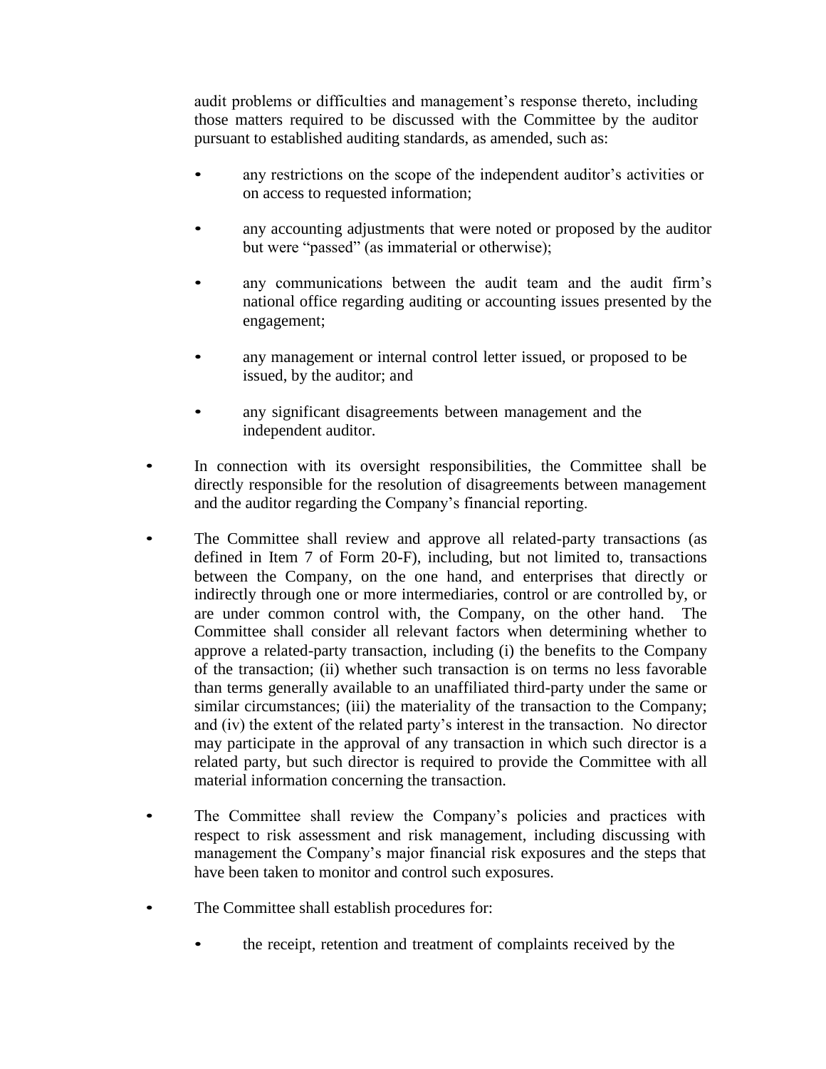audit problems or difficulties and management's response thereto, including those matters required to be discussed with the Committee by the auditor pursuant to established auditing standards, as amended, such as:

  - any restrictions on the scope of the independent auditor's activities or on access to requested information;
  - any accounting adjustments that were noted or proposed by the auditor but were "passed" (as immaterial or otherwise);
  - any communications between the audit team and the audit firm's national office regarding auditing or accounting issues presented by the engagement;
  - any management or internal control letter issued, or proposed to be issued, by the auditor; and
  - any significant disagreements between management and the independent auditor.

- In connection with its oversight responsibilities, the Committee shall be directly responsible for the resolution of disagreements between management and the auditor regarding the Company's financial reporting.

- The Committee shall review and approve all related-party transactions (as defined in Item 7 of Form 20-F), including, but not limited to, transactions between the Company, on the one hand, and enterprises that directly or indirectly through one or more intermediaries, control or are controlled by, or are under common control with, the Company, on the other hand. The Committee shall consider all relevant factors when determining whether to approve a related-party transaction, including (i) the benefits to the Company of the transaction; (ii) whether such transaction is on terms no less favorable than terms generally available to an unaffiliated third-party under the same or similar circumstances; (iii) the materiality of the transaction to the Company; and (iv) the extent of the related party's interest in the transaction. No director may participate in the approval of any transaction in which such director is a related party, but such director is required to provide the Committee with all material information concerning the transaction.

- The Committee shall review the Company's policies and practices with respect to risk assessment and risk management, including discussing with management the Company's major financial risk exposures and the steps that have been taken to monitor and control such exposures.

- The Committee shall establish procedures for:

  - the receipt, retention and treatment of complaints received by the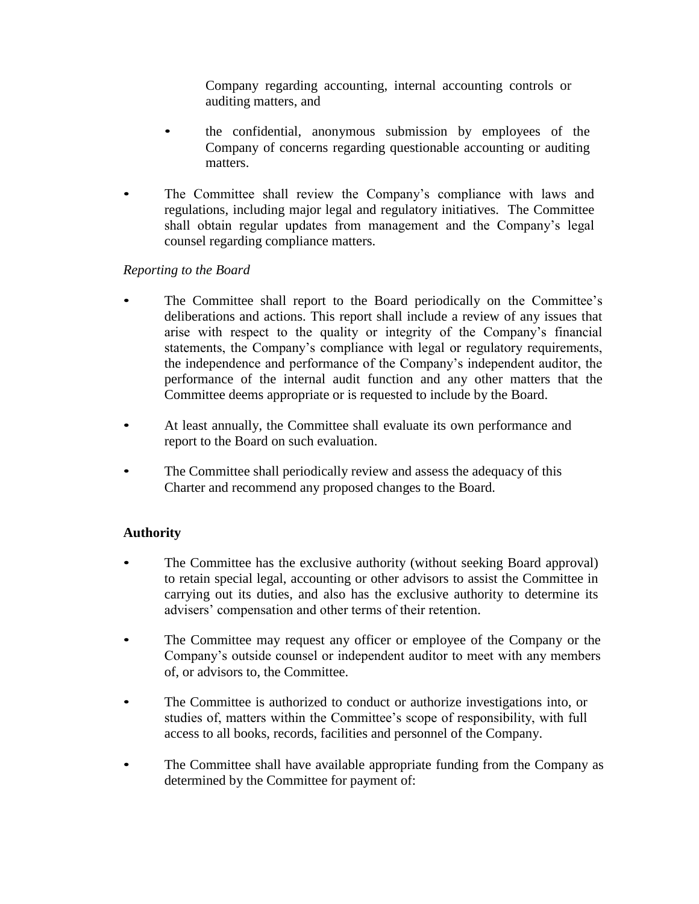Company regarding accounting, internal accounting controls or auditing matters, and

  - the confidential, anonymous submission by employees of the Company of concerns regarding questionable accounting or auditing matters.

- The Committee shall review the Company's compliance with laws and regulations, including major legal and regulatory initiatives. The Committee shall obtain regular updates from management and the Company's legal counsel regarding compliance matters.

*Reporting to the Board*

- The Committee shall report to the Board periodically on the Committee's deliberations and actions. This report shall include a review of any issues that arise with respect to the quality or integrity of the Company's financial statements, the Company's compliance with legal or regulatory requirements, the independence and performance of the Company's independent auditor, the performance of the internal audit function and any other matters that the Committee deems appropriate or is requested to include by the Board.
- At least annually, the Committee shall evaluate its own performance and report to the Board on such evaluation.
- The Committee shall periodically review and assess the adequacy of this Charter and recommend any proposed changes to the Board.

**Authority**

- The Committee has the exclusive authority (without seeking Board approval) to retain special legal, accounting or other advisors to assist the Committee in carrying out its duties, and also has the exclusive authority to determine its advisers' compensation and other terms of their retention.
- The Committee may request any officer or employee of the Company or the Company's outside counsel or independent auditor to meet with any members of, or advisors to, the Committee.
- The Committee is authorized to conduct or authorize investigations into, or studies of, matters within the Committee's scope of responsibility, with full access to all books, records, facilities and personnel of the Company.
- The Committee shall have available appropriate funding from the Company as determined by the Committee for payment of: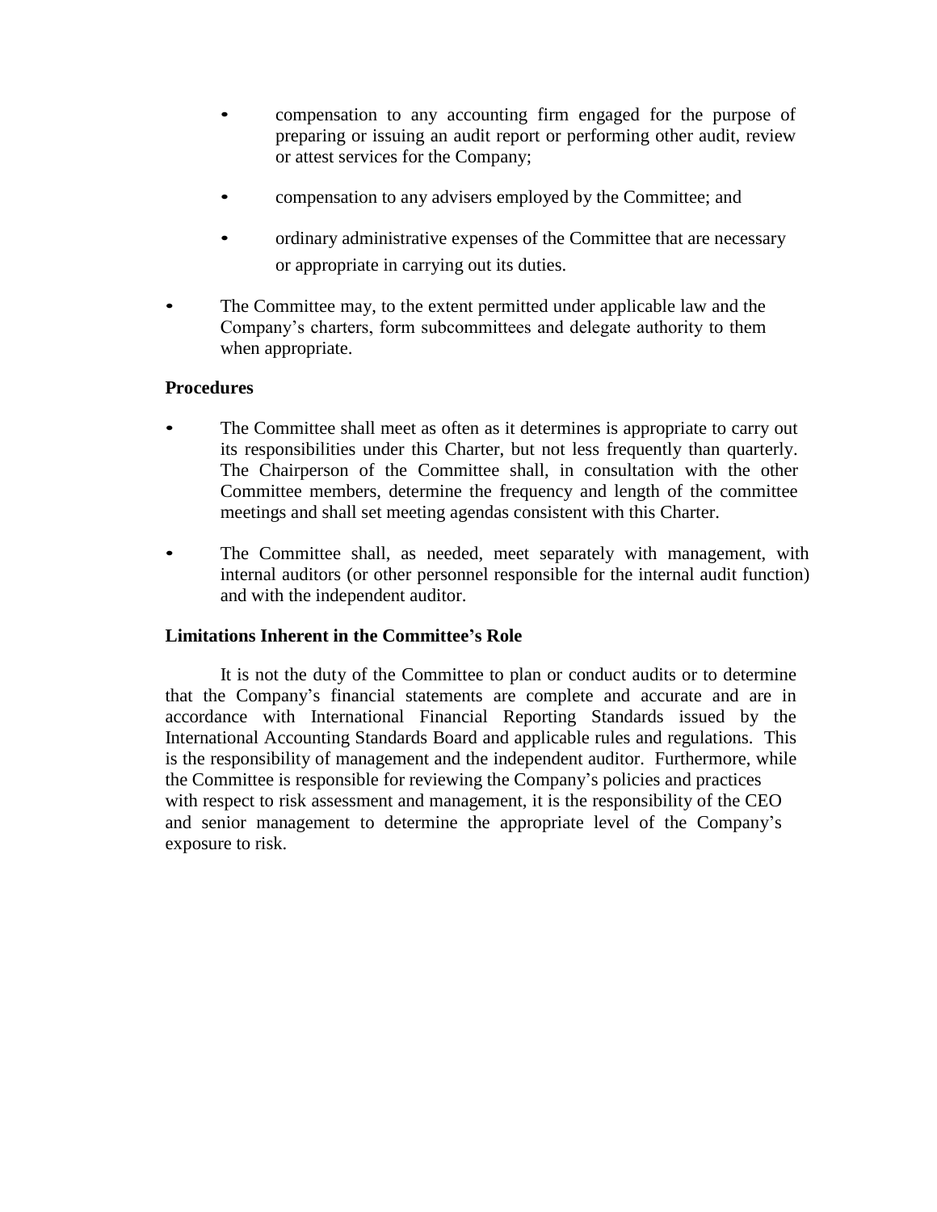- compensation to any accounting firm engaged for the purpose of preparing or issuing an audit report or performing other audit, review or attest services for the Company;
- compensation to any advisers employed by the Committee; and
- ordinary administrative expenses of the Committee that are necessary or appropriate in carrying out its duties.

- The Committee may, to the extent permitted under applicable law and the Company's charters, form subcommittees and delegate authority to them when appropriate.

**Procedures**

- The Committee shall meet as often as it determines is appropriate to carry out its responsibilities under this Charter, but not less frequently than quarterly. The Chairperson of the Committee shall, in consultation with the other Committee members, determine the frequency and length of the committee meetings and shall set meeting agendas consistent with this Charter.
- The Committee shall, as needed, meet separately with management, with internal auditors (or other personnel responsible for the internal audit function) and with the independent auditor.

**Limitations Inherent in the Committee's Role**

It is not the duty of the Committee to plan or conduct audits or to determine that the Company's financial statements are complete and accurate and are in accordance with International Financial Reporting Standards issued by the International Accounting Standards Board and applicable rules and regulations. This is the responsibility of management and the independent auditor. Furthermore, while the Committee is responsible for reviewing the Company's policies and practices with respect to risk assessment and management, it is the responsibility of the CEO and senior management to determine the appropriate level of the Company's exposure to risk.